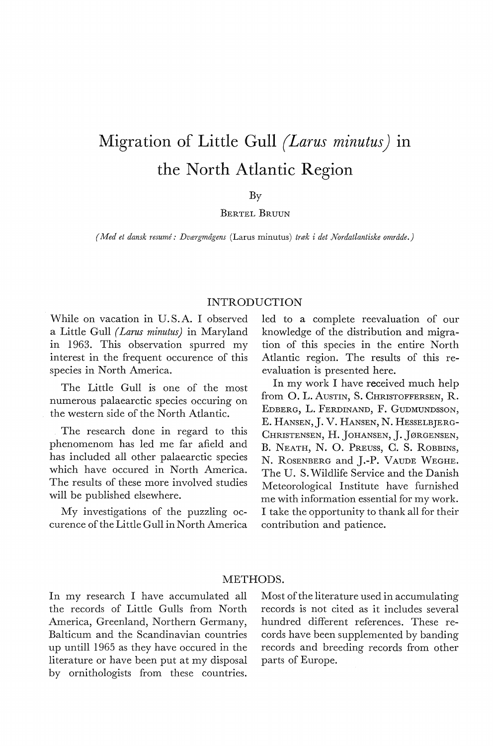# Migration of Little Gull *(Larus minutus)* in the North Atlantic Region

By

BERTEL BRUUN

*(Med et dansk resumé: Dværgmågens* (Larus minutus) *træk i det Nordatlantiske område.)*

## INTRODUCTION

While on vacation in U.S.A. I observed a Little Gull *(Larus minutus)* in Maryland in 1963. This observation spurred my interest in the frequent occurence of this species in North America.

The Little Gull is one of the most numerous palaearctic species occuring on the western side of the North Atlantic.

The research done in regard to this phenomenom has led me far afield and has included all other palaearctic species which have occured in North America. The results of these more involved studies will be published elsewhere.

My investigations of the puzzling occurence of the Little Gull in North America led to a complete reevaluation of our knowledge of the distribution and migration of this species in the entire North Atlantic region. The results of this reevaluation is presented here.

In my work I have received much help from O. L. AUSTIN, S. CHRISTOFFERSEN, R. EDBERG, L. FERDINAND, F. GUDMUNDSSON, E. HANSEN, J. V. HANSEN, N. HESSELBJERG-CHRISTENSEN, H. JOHANSEN, J. JØRGENSEN, B. NEATH, N. O. PREUSS, C. S. ROBBINS, N. ROSENBERG and J.-P. VAUDE WEGHE. The U. S. Wildlife Service and the Danish Meteorological Institute have furnished me with information essential for my work. I take the opportunity to thank all for their contribution and patience.

## METHODS.

In my research I have accumulated all the records of Little Gulls from North America, Greenland, Northern Germany, Balticum and the Scandinavian countries up untill 1965 as they have occured in the literature or have been put at my disposal by ornithologists from these countries. Most of the literature used in accumulating records is not cited as it includes several hundred different references. These records have been supplemented by banding records and breeding records from other parts of Europe.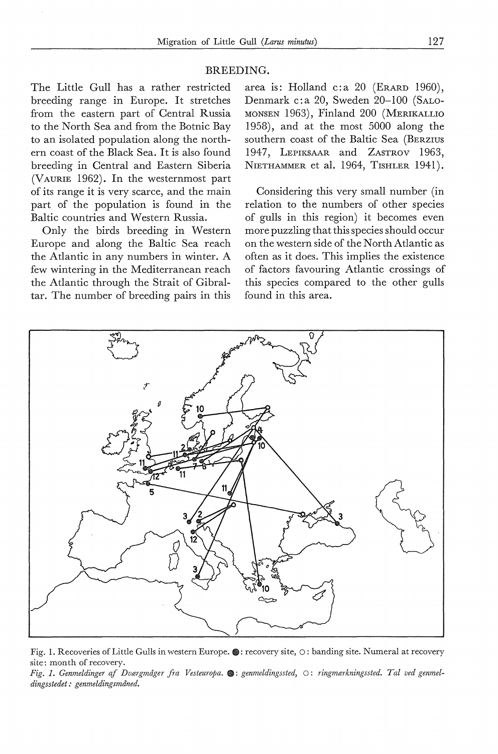## BREEDING.

The Little Gull has a rather restricted breeding range in Europe. It stretches from the eastern part of Central Russia to the North Sea and from the Botnic Bay to an isolated population along the northern coast of the Black Sea. It is also found breeding in Central and Eastern Siberia (VAURIE 1962). In the westernmost part of its range it is very scarce, and the main part of the population is found in the Baltic countries and Western Russia.

Only the birds breeding in Western Europe and along the Baltic Sea reach the Atlantic in any numbers in winter. A few wintering in the Mediterranean reach the Atlantic through the Strait of Gibraltar. The number of breeding pairs in this area is: Holland c:a 20 (ERARD 1960), Denmark c:a 20, Sweden 20–100 (SALOMONSEN 1963), Finland 200 (MERIKALLIO 1958), and at the most 5000 along the southern coast of the Baltic Sea (BERZIUS 1947, LEPIKSAAR and ZASTROV 1963, NIETHAMMER et al. 1964, TISHLER 1941).

Considering this very small number (in relation to the numbers of other species of gulls in this region) it becomes even more puzzling that this species should occur on the western side of the North Atlantic as often as it does. This implies the existence of factors favouring Atlantic crossings of this species compared to the other gulls found in this area.

Fig. 1. Recoveries of Little Gulls in western Europe. ●: recovery site, ○: banding site. Numeral at recovery site: month of recovery.

*Fig. 1. Genmeldinger af Dværgmåger fra Vesteuropa. ●: genmeldingssted, ○: ringmærkningssted. Tal ved genmeldingsstedet: genmeldingsmåned.*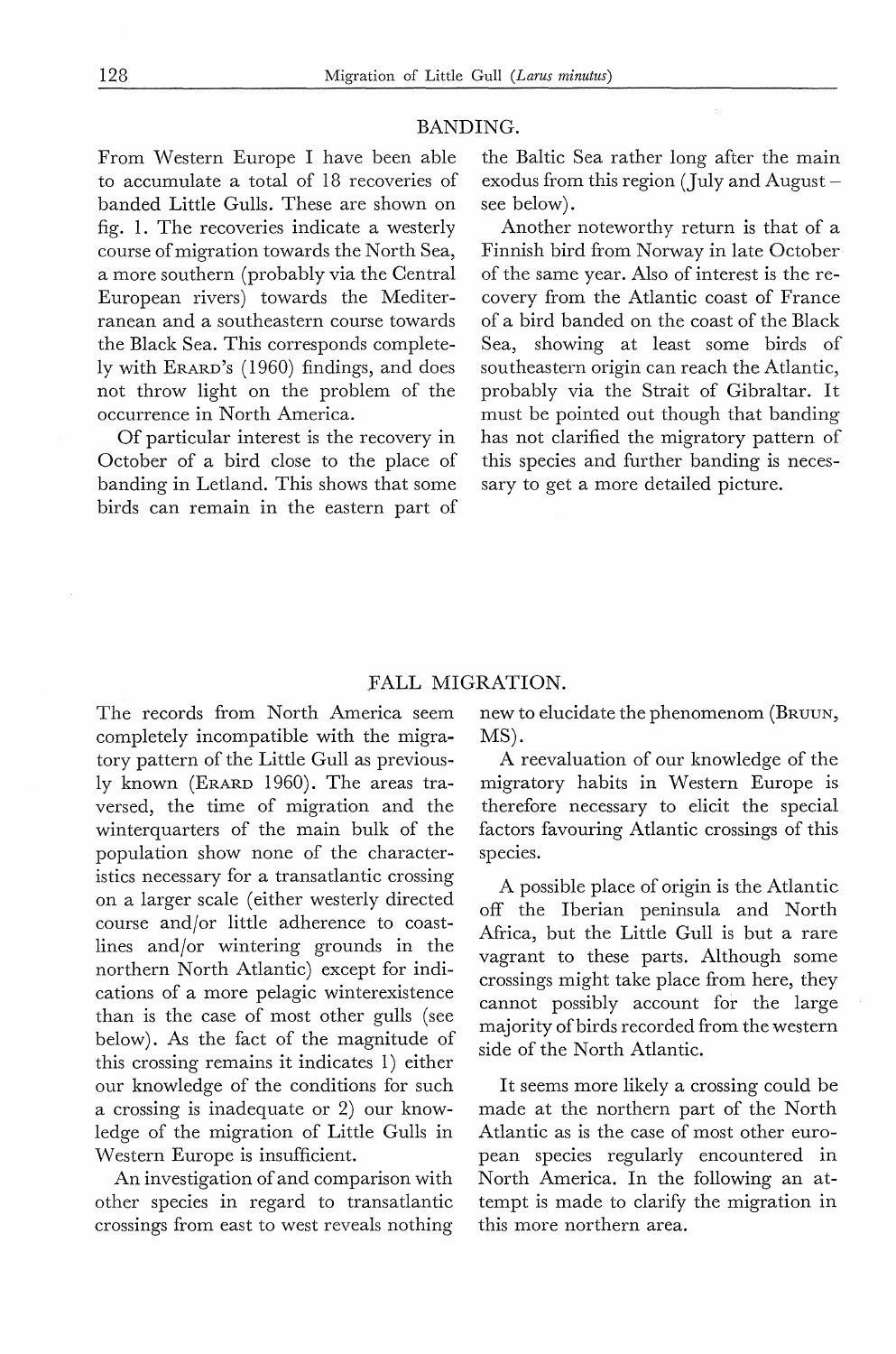## BANDING.

From Western Europe I have been able to accumulate a total of 18 recoveries of banded Little Gulls. These are shown on fig. 1. The recoveries indicate a westerly course of migration towards the North Sea, a more southern (probably via the Central European rivers) towards the Mediterranean and a southeastern course towards the Black Sea. This corresponds completely with ERARD's (1960) findings, and does not throw light on the problem of the occurrence in North America.

Of particular interest is the recovery in October of a bird close to the place of banding in Letland. This shows that some birds can remain in the eastern part of the Baltic Sea rather long after the main exodus from this region (July and August – see below).

Another noteworthy return is that of a Finnish bird from Norway in late October of the same year. Also of interest is the recovery from the Atlantic coast of France of a bird banded on the coast of the Black Sea, showing at least some birds of southeastern origin can reach the Atlantic, probably via the Strait of Gibraltar. It must be pointed out though that banding has not clarified the migratory pattern of this species and further banding is necessary to get a more detailed picture.

## FALL MIGRATION.

The records from North America seem completely incompatible with the migratory pattern of the Little Gull as previously known (ERARD 1960). The areas traversed, the time of migration and the winterquarters of the main bulk of the population show none of the characteristics necessary for a transatlantic crossing on a larger scale (either westerly directed course and/or little adherence to coastlines and/or wintering grounds in the northern North Atlantic) except for indications of a more pelagic winterexistence than is the case of most other gulls (see below). As the fact of the magnitude of this crossing remains it indicates 1) either our knowledge of the conditions for such a crossing is inadequate or 2) our knowledge of the migration of Little Gulls in Western Europe is insufficient.

An investigation of and comparison with other species in regard to transatlantic crossings from east to west reveals nothing new to elucidate the phenomenom (BRUUN, MS).

A reevaluation of our knowledge of the migratory habits in Western Europe is therefore necessary to elicit the special factors favouring Atlantic crossings of this species.

A possible place of origin is the Atlantic off the Iberian peninsula and North Africa, but the Little Gull is but a rare vagrant to these parts. Although some crossings might take place from here, they cannot possibly account for the large majority of birds recorded from the western side of the North Atlantic.

It seems more likely a crossing could be made at the northern part of the North Atlantic as is the case of most other european species regularly encountered in North America. In the following an attempt is made to clarify the migration in this more northern area.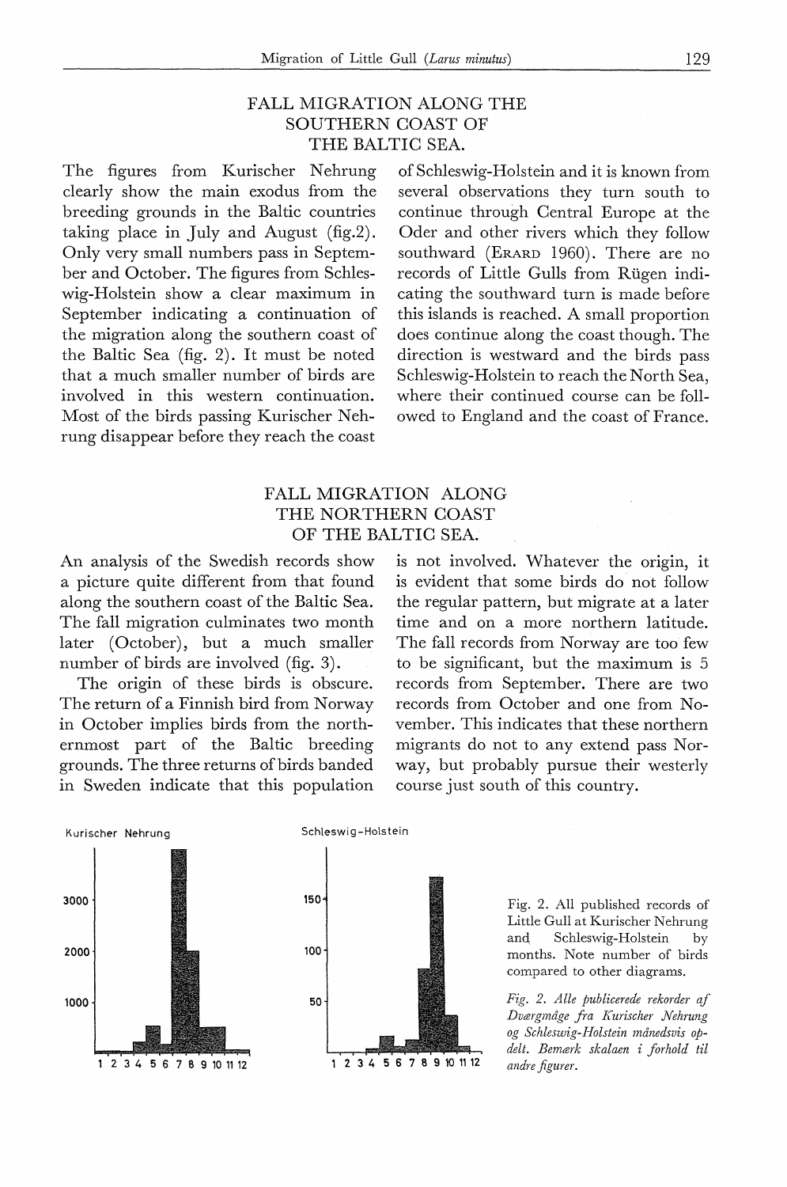## FALL MIGRATION ALONG THE SOUTHERN COAST OF THE BALTIC SEA.

The figures from Kurischer Nehrung clearly show the main exodus from the breeding grounds in the Baltic countries taking place in July and August (fig.2). Only very small numbers pass in September and October. The figures from Schleswig-Holstein show a clear maximum in September indicating a continuation of the migration along the southern coast of the Baltic Sea (fig. 2). It must be noted that a much smaller number of birds are involved in this western continuation. Most of the birds passing Kurischer Nehrung disappear before they reach the coast of Schleswig-Holstein and it is known from several observations they turn south to continue through Central Europe at the Oder and other rivers which they follow southward (ERARD 1960). There are no records of Little Gulls from Rügen indicating the southward turn is made before this islands is reached. A small proportion does continue along the coast though. The direction is westward and the birds pass Schleswig-Holstein to reach the North Sea, where their continued course can be followed to England and the coast of France.

## FALL MIGRATION ALONG THE NORTHERN COAST OF THE BALTIC SEA.

An analysis of the Swedish records show a picture quite different from that found along the southern coast of the Baltic Sea. The fall migration culminates two month later (October), but a much smaller number of birds are involved (fig. 3).

The origin of these birds is obscure. The return of a Finnish bird from Norway in October implies birds from the northernmost part of the Baltic breeding grounds. The three returns of birds banded in Sweden indicate that this population is not involved. Whatever the origin, it is evident that some birds do not follow the regular pattern, but migrate at a later time and on a more northern latitude. The fall records from Norway are too few to be significant, but the maximum is 5 records from September. There are two records from October and one from November. This indicates that these northern migrants do not to any extend pass Norway, but probably pursue their westerly course just south of this country.

Fig. 2. All published records of Little Gull at Kurischer Nehrung and Schleswig-Holstein by months. Note number of birds compared to other diagrams.

*Fig. 2. Alle publicerede rekorder af Dværgmåge fra Kurischer Nehrung og Schleswig-Holstein månedsvis opdelt. Bemærk skalaen i forhold til andre figurer.*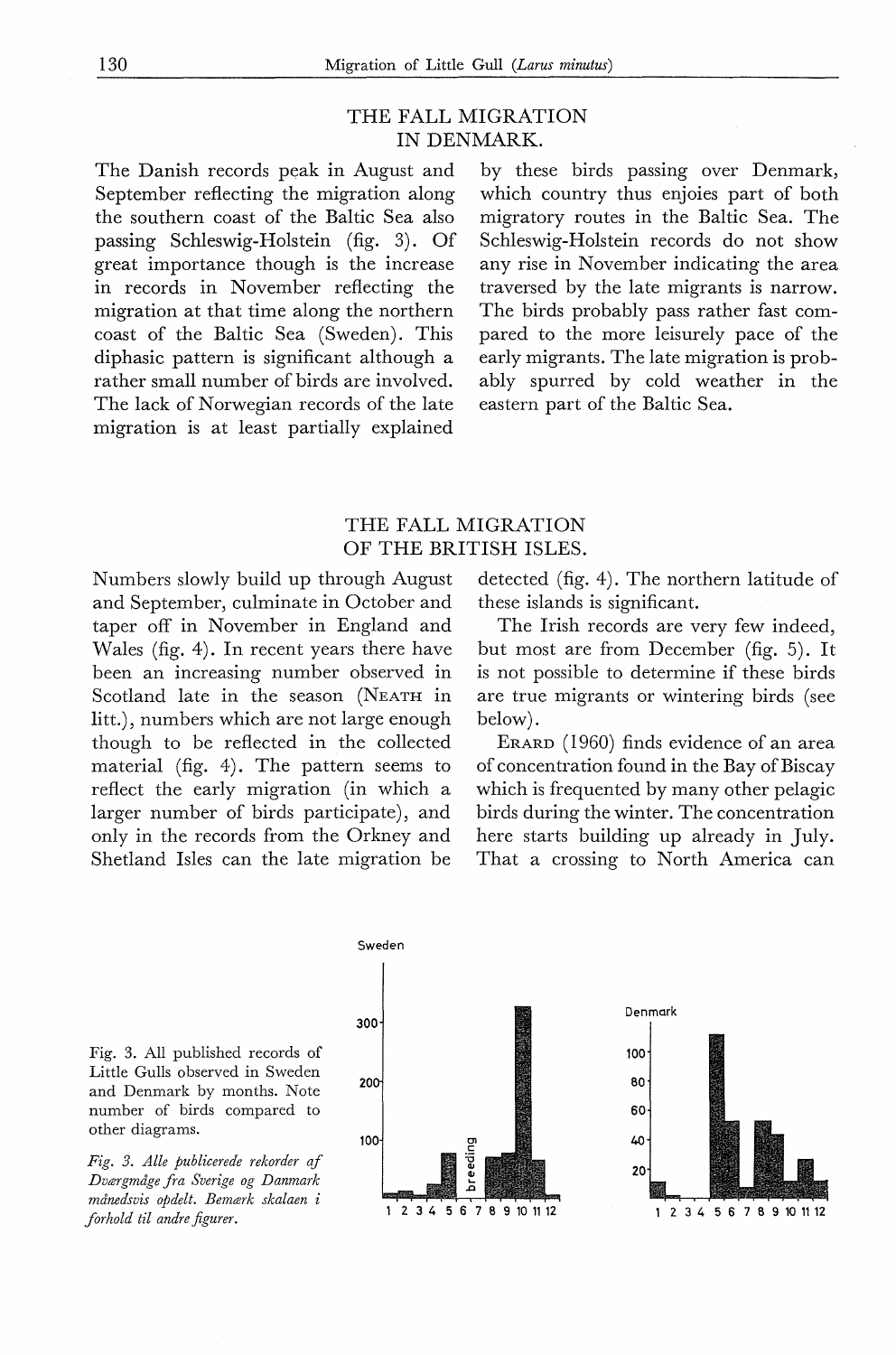## THE FALL MIGRATION IN DENMARK.

The Danish records peak in August and September reflecting the migration along the southern coast of the Baltic Sea also passing Schleswig-Holstein (fig. 3). Of great importance though is the increase in records in November reflecting the migration at that time along the northern coast of the Baltic Sea (Sweden). This diphasic pattern is significant although a rather small number of birds are involved. The lack of Norwegian records of the late migration is at least partially explained by these birds passing over Denmark, which country thus enjoies part of both migratory routes in the Baltic Sea. The Schleswig-Holstein records do not show any rise in November indicating the area traversed by the late migrants is narrow. The birds probably pass rather fast compared to the more leisurely pace of the early migrants. The late migration is probably spurred by cold weather in the eastern part of the Baltic Sea.

## THE FALL MIGRATION OF THE BRITISH ISLES.

Numbers slowly build up through August and September, culminate in October and taper off in November in England and Wales (fig. 4). In recent years there have been an increasing number observed in Scotland late in the season (NEATH in litt.), numbers which are not large enough though to be reflected in the collected material (fig. 4). The pattern seems to reflect the early migration (in which a larger number of birds participate), and only in the records from the Orkney and Shetland Isles can the late migration be detected (fig. 4). The northern latitude of these islands is significant.

The Irish records are very few indeed, but most are from December (fig. 5). It is not possible to determine if these birds are true migrants or wintering birds (see below).

ERARD (1960) finds evidence of an area of concentration found in the Bay of Biscay which is frequented by many other pelagic birds during the winter. The concentration here starts building up already in July. That a crossing to North America can

Fig. 3. All published records of Little Gulls observed in Sweden and Denmark by months. Note number of birds compared to other diagrams.

*Fig. 3. Alle publicerede rekorder af Dværgmåge fra Sverige og Danmark månedsvis opdelt. Bemærk skalaen i forhold til andre figurer.*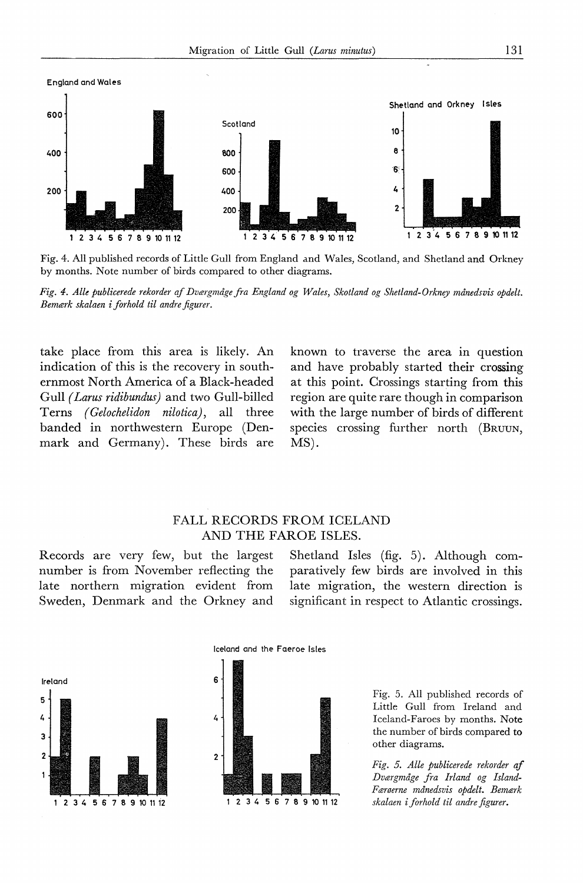Fig. 4. All published records of Little Gull from England and Wales, Scotland, and Shetland and Orkney by months. Note number of birds compared to other diagrams.

*Fig. 4. Alle publicerede rekorder af Dværgmåge fra England og Wales, Skotland og Shetland-Orkney månedsvis opdelt. Bemærk skalaen i forhold til andre figurer.*

take place from this area is likely. An indication of this is the recovery in southernmost North America of a Black-headed Gull *(Larus ridibundus)* and two Gull-billed Terns *(Gelochelidon nilotica)*, all three banded in northwestern Europe (Denmark and Germany). These birds are known to traverse the area in question and have probably started their crossing at this point. Crossings starting from this region are quite rare though in comparison with the large number of birds of different species crossing further north (BRUUN, MS).

## FALL RECORDS FROM ICELAND AND THE FAROE ISLES.

Records are very few, but the largest number is from November reflecting the late northern migration evident from Sweden, Denmark and the Orkney and Shetland Isles (fig. 5). Although comparatively few birds are involved in this late migration, the western direction is significant in respect to Atlantic crossings.

Fig. 5. All published records of Little Gull from Ireland and Iceland-Faroes by months. Note the number of birds compared to other diagrams.

*Fig. 5. Alle publicerede rekorder af Dværgmåge fra Irland og Island-Færøerne månedsvis opdelt. Bemærk skalaen i forhold til andre figurer.*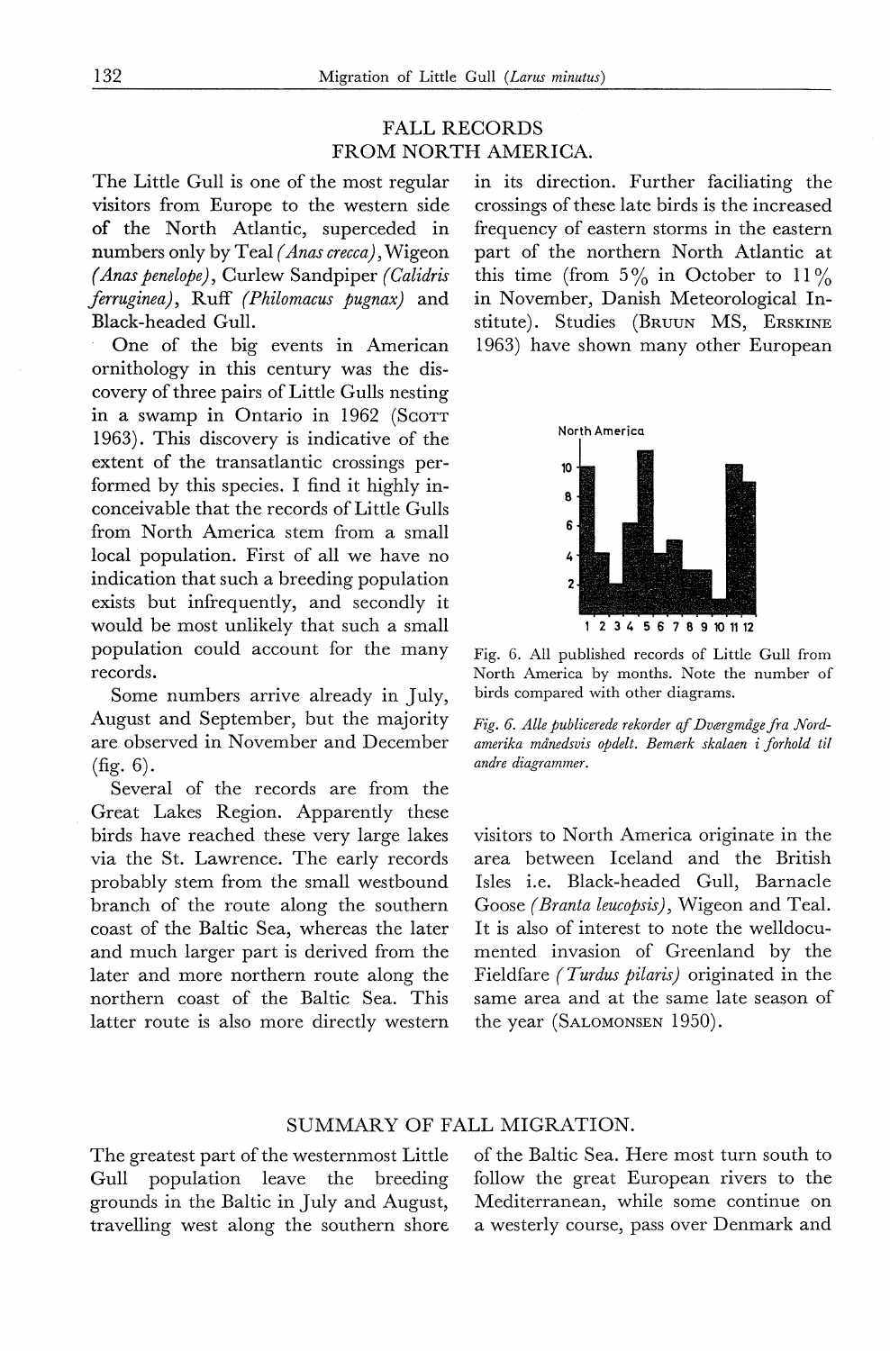## FALL RECORDS FROM NORTH AMERICA.

The Little Gull is one of the most regular visitors from Europe to the western side of the North Atlantic, superceded in numbers only by Teal *(Anas crecca)*, Wigeon *(Anas penelope)*, Curlew Sandpiper *(Calidris ferruginea)*, Ruff *(Philomacus pugnax)* and Black-headed Gull.

One of the big events in American ornithology in this century was the discovery of three pairs of Little Gulls nesting in a swamp in Ontario in 1962 (Scott 1963). This discovery is indicative of the extent of the transatlantic crossings performed by this species. I find it highly inconceivable that the records of Little Gulls from North America stem from a small local population. First of all we have no indication that such a breeding population exists but infrequently, and secondly it would be most unlikely that such a small population could account for the many records.

Some numbers arrive already in July, August and September, but the majority are observed in November and December (fig. 6).

Several of the records are from the Great Lakes Region. Apparently these birds have reached these very large lakes via the St. Lawrence. The early records probably stem from the small westbound branch of the route along the southern coast of the Baltic Sea, whereas the later and much larger part is derived from the later and more northern route along the northern coast of the Baltic Sea. This latter route is also more directly western in its direction. Further faciliating the crossings of these late birds is the increased frequency of eastern storms in the eastern part of the northern North Atlantic at this time (from 5% in October to 11% in November, Danish Meteorological Institute). Studies (Bruun MS, Erskine 1963) have shown many other European visitors to North America originate in the area between Iceland and the British Isles i.e. Black-headed Gull, Barnacle Goose *(Branta leucopsis)*, Wigeon and Teal. It is also of interest to note the welldocumented invasion of Greenland by the Fieldfare *(Turdus pilaris)* originated in the same area and at the same late season of the year (Salomonsen 1950).

Fig. 6. All published records of Little Gull from North America by months. Note the number of birds compared with other diagrams.

*Fig. 6. Alle publicerede rekorder af Dværgmåge fra Nordamerika månedsvis opdelt. Bemærk skalaen i forhold til andre diagrammer.*

## SUMMARY OF FALL MIGRATION.

The greatest part of the westernmost Little Gull population leave the breeding grounds in the Baltic in July and August, travelling west along the southern shore of the Baltic Sea. Here most turn south to follow the great European rivers to the Mediterranean, while some continue on a westerly course, pass over Denmark and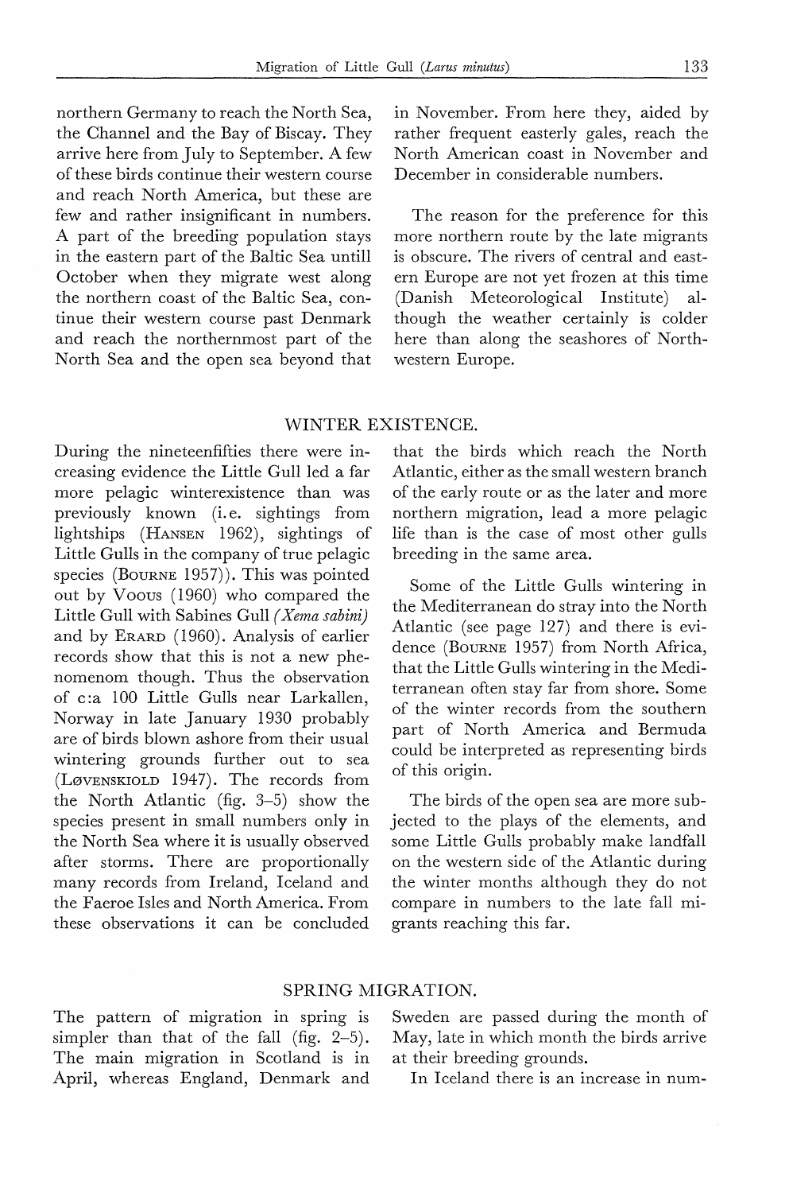northern Germany to reach the North Sea, the Channel and the Bay of Biscay. They arrive here from July to September. A few of these birds continue their western course and reach North America, but these are few and rather insignificant in numbers. A part of the breeding population stays in the eastern part of the Baltic Sea untill October when they migrate west along the northern coast of the Baltic Sea, continue their western course past Denmark and reach the northernmost part of the North Sea and the open sea beyond that in November. From here they, aided by rather frequent easterly gales, reach the North American coast in November and December in considerable numbers.

The reason for the preference for this more northern route by the late migrants is obscure. The rivers of central and eastern Europe are not yet frozen at this time (Danish Meteorological Institute) although the weather certainly is colder here than along the seashores of Northwestern Europe.

## WINTER EXISTENCE.

During the nineteenfifties there were increasing evidence the Little Gull led a far more pelagic winterexistence than was previously known (i.e. sightings from lightships (Hansen 1962), sightings of Little Gulls in the company of true pelagic species (Bourne 1957)). This was pointed out by Voous (1960) who compared the Little Gull with Sabines Gull *(Xema sabini)* and by Erard (1960). Analysis of earlier records show that this is not a new phenomenom though. Thus the observation of c:a 100 Little Gulls near Larkallen, Norway in late January 1930 probably are of birds blown ashore from their usual wintering grounds further out to sea (Løvenskiold 1947). The records from the North Atlantic (fig. 3–5) show the species present in small numbers only in the North Sea where it is usually observed after storms. There are proportionally many records from Ireland, Iceland and the Faeroe Isles and North America. From these observations it can be concluded that the birds which reach the North Atlantic, either as the small western branch of the early route or as the later and more northern migration, lead a more pelagic life than is the case of most other gulls breeding in the same area.

Some of the Little Gulls wintering in the Mediterranean do stray into the North Atlantic (see page 127) and there is evidence (Bourne 1957) from North Africa, that the Little Gulls wintering in the Mediterranean often stay far from shore. Some of the winter records from the southern part of North America and Bermuda could be interpreted as representing birds of this origin.

The birds of the open sea are more subjected to the plays of the elements, and some Little Gulls probably make landfall on the western side of the Atlantic during the winter months although they do not compare in numbers to the late fall migrants reaching this far.

## SPRING MIGRATION.

The pattern of migration in spring is simpler than that of the fall (fig. 2–5). The main migration in Scotland is in April, whereas England, Denmark and Sweden are passed during the month of May, late in which month the birds arrive at their breeding grounds.

In Iceland there is an increase in num-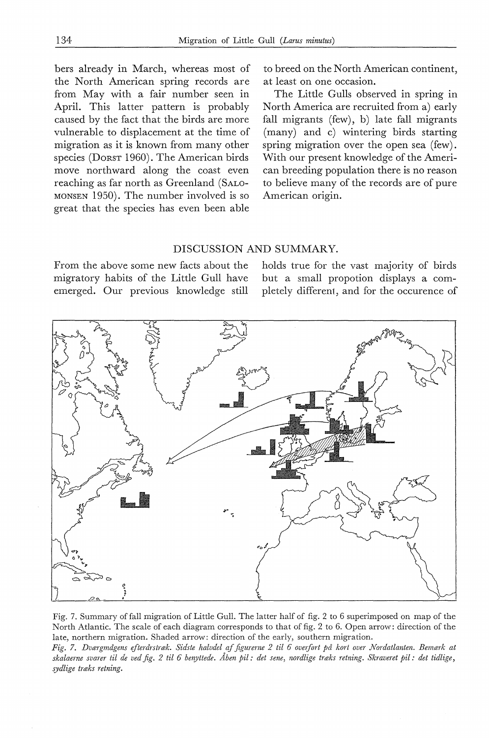bers already in March, whereas most of the North American spring records are from May with a fair number seen in April. This latter pattern is probably caused by the fact that the birds are more vulnerable to displacement at the time of migration as it is known from many other species (DORST 1960). The American birds move northward along the coast even reaching as far north as Greenland (SALOMONSEN 1950). The number involved is so great that the species has even been able to breed on the North American continent, at least on one occasion.

The Little Gulls observed in spring in North America are recruited from a) early fall migrants (few), b) late fall migrants (many) and c) wintering birds starting spring migration over the open sea (few). With our present knowledge of the American breeding population there is no reason to believe many of the records are of pure American origin.

## DISCUSSION AND SUMMARY.

From the above some new facts about the migratory habits of the Little Gull have emerged. Our previous knowledge still holds true for the vast majority of birds but a small propotion displays a completely different, and for the occurence of

Fig. 7. Summary of fall migration of Little Gull. The latter half of fig. 2 to 6 superimposed on map of the North Atlantic. The scale of each diagram corresponds to that of fig. 2 to 6. Open arrow: direction of the late, northern migration. Shaded arrow: direction of the early, southern migration.

*Fig. 7. Dværgmågens efterårstræk. Sidste halvdel af figurerne 2 til 6 overført på kort over Nordatlanten. Bemærk at skalaerne svarer til de ved fig. 2 til 6 benyttede. Åben pil: det sene, nordlige træks retning. Skraveret pil: det tidlige, sydlige træks retning.*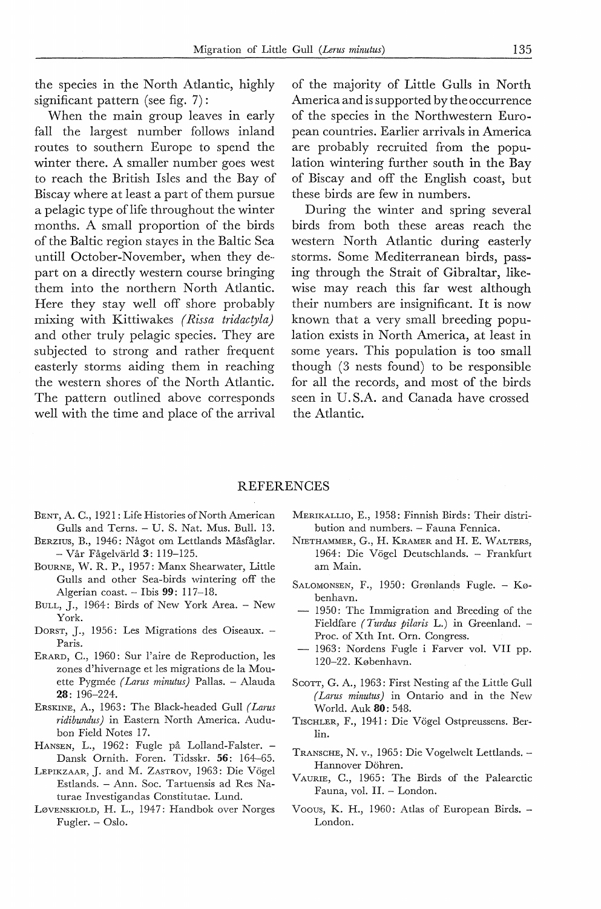the species in the North Atlantic, highly significant pattern (see fig. 7):

When the main group leaves in early fall the largest number follows inland routes to southern Europe to spend the winter there. A smaller number goes west to reach the British Isles and the Bay of Biscay where at least a part of them pursue a pelagic type of life throughout the winter months. A small proportion of the birds of the Baltic region stayes in the Baltic Sea untill October-November, when they depart on a directly western course bringing them into the northern North Atlantic. Here they stay well off shore probably mixing with Kittiwakes *(Rissa tridactyla)* and other truly pelagic species. They are subjected to strong and rather frequent easterly storms aiding them in reaching the western shores of the North Atlantic. The pattern outlined above corresponds well with the time and place of the arrival of the majority of Little Gulls in North America and is supported by the occurrence of the species in the Northwestern European countries. Earlier arrivals in America are probably recruited from the population wintering further south in the Bay of Biscay and off the English coast, but these birds are few in numbers.

During the winter and spring several birds from both these areas reach the western North Atlantic during easterly storms. Some Mediterranean birds, passing through the Strait of Gibraltar, likewise may reach this far west although their numbers are insignificant. It is now known that a very small breeding population exists in North America, at least in some years. This population is too small though (3 nests found) to be responsible for all the records, and most of the birds seen in U.S.A. and Canada have crossed the Atlantic.

## REFERENCES

BENT, A. C., 1921: Life Histories of North American Gulls and Terns. – U. S. Nat. Mus. Bull. 13.

BERZIUS, B., 1946: Något om Lettlands Måsfåglar. – Vår Fågelvärld **3**: 119–125.

BOURNE, W. R. P., 1957: Manx Shearwater, Little Gulls and other Sea-birds wintering off the Algerian coast. – Ibis **99**: 117–18.

BULL, J., 1964: Birds of New York Area. – New York.

DORST, J., 1956: Les Migrations des Oiseaux. – Paris.

ERARD, C., 1960: Sur l'aire de Reproduction, les zones d'hivernage et les migrations de la Mouette Pygmée *(Larus minutus)* Pallas. – Alauda **28**: 196–224.

ERSKINE, A., 1963: The Black-headed Gull *(Larus ridibundus)* in Eastern North America. Audubon Field Notes 17.

HANSEN, L., 1962: Fugle på Lolland-Falster. – Dansk Ornith. Foren. Tidsskr. **56**: 164–65.

LEPIKZAAR, J. and M. ZASTROV, 1963: Die Vögel Estlands. – Ann. Soc. Tartuensis ad Res Naturae Investigandas Constitutae. Lund.

LØVENSKIOLD, H. L., 1947: Handbok over Norges Fugler. – Oslo.

MERIKALLIO, E., 1958: Finnish Birds: Their distribution and numbers. – Fauna Fennica.

NIETHAMMER, G., H. KRAMER and H. E. WALTERS, 1964: Die Vögel Deutschlands. – Frankfurt am Main.

SALOMONSEN, F., 1950: Grønlands Fugle. – København.

— 1950: The Immigration and Breeding of the Fieldfare *(Turdus pilaris* L.) in Greenland. – Proc. of Xth Int. Orn. Congress.

— 1963: Nordens Fugle i Farver vol. VII pp. 120–22. København.

SCOTT, G. A., 1963: First Nesting af the Little Gull *(Larus minutus)* in Ontario and in the New World. Auk **80**: 548.

TISCHLER, F., 1941: Die Vögel Ostpreussens. Berlin.

TRANSCHE, N. v., 1965: Die Vogelwelt Lettlands. – Hannover Döhren.

VAURIE, C., 1965: The Birds of the Palearctic Fauna, vol. II. – London.

VOOUS, K. H., 1960: Atlas of European Birds. – London.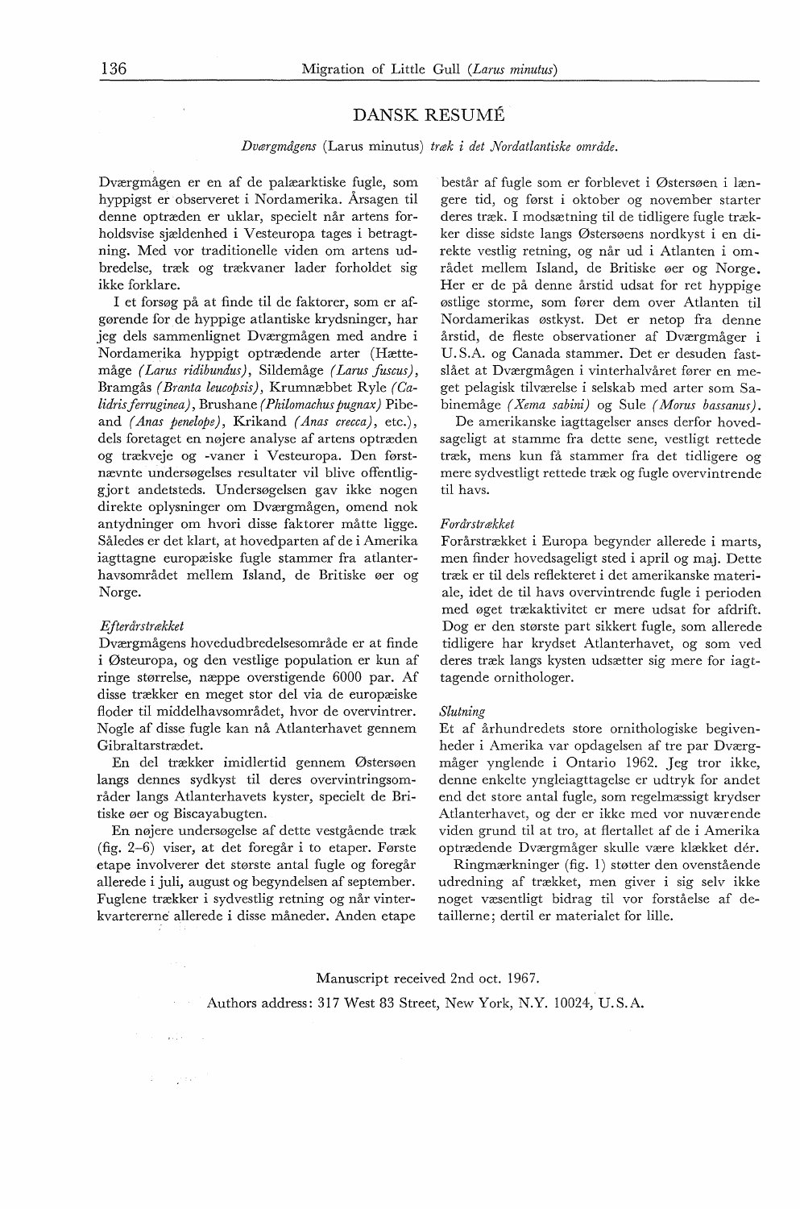# DANSK RESUMÉ

*Dværgmågens* (Larus minutus) *træk i det Nordatlantiske område.*

Dværgmågen er en af de palæarktiske fugle, som hyppigst er observeret i Nordamerika. Årsagen til denne optræden er uklar, specielt når artens forholdsvise sjældenhed i Vesteuropa tages i betragtning. Med vor traditionelle viden om artens udbredelse, træk og trækvaner lader forholdet sig ikke forklare.

I et forsøg på at finde til de faktorer, som er afgørende for de hyppige atlantiske krydsninger, har jeg dels sammenlignet Dværgmågen med andre i Nordamerika hyppigt optrædende arter (Hættemåge *(Larus ridibundus)*, Sildemåge *(Larus fuscus)*, Bramgås *(Branta leucopsis)*, Krumnæbbet Ryle *(Calidris ferruginea)*, Brushane *(Philomachus pugnax)* Pibeand *(Anas penelope)*, Krikand *(Anas crecca)*, etc.), dels foretaget en nøjere analyse af artens optræden og trækveje og -vaner i Vesteuropa. Den førstnævnte undersøgelses resultater vil blive offentliggjort andetsteds. Undersøgelsen gav ikke nogen direkte oplysninger om Dværgmågen, omend nok antydninger om hvori disse faktorer måtte ligge. Således er det klart, at hovedparten af de i Amerika iagttagne europæiske fugle stammer fra atlanterhavsområdet mellem Island, de Britiske øer og Norge.

*Efterårstrækket*

Dværgmågens hovedudbredelsesområde er at finde i Østeuropa, og den vestlige population er kun af ringe størrelse, næppe overstigende 6000 par. Af disse trækker en meget stor del via de europæiske floder til middelhavsområdet, hvor de overvintrer. Nogle af disse fugle kan nå Atlanterhavet gennem Gibraltarstrædet.

En del trækker imidlertid gennem Østersøen langs dennes sydkyst til deres overvintringsområder langs Atlanterhavets kyster, specielt de Britiske øer og Biscayabugten.

En nøjere undersøgelse af dette vestgående træk (fig. 2–6) viser, at det foregår i to etaper. Første etape involverer det største antal fugle og foregår allerede i juli, august og begyndelsen af september. Fuglene trækker i sydvestlig retning og når vinterkvartererne allerede i disse måneder. Anden etape består af fugle som er forblevet i Østersøen i længere tid, og først i oktober og november starter deres træk. I modsætning til de tidligere fugle trækker disse sidste langs Østersøens nordkyst i en direkte vestlig retning, og når ud i Atlanten i området mellem Island, de Britiske øer og Norge. Her er de på denne årstid udsat for ret hyppige østlige storme, som fører dem over Atlanten til Nordamerikas østkyst. Det er netop fra denne årstid, de fleste observationer af Dværgmåger i U.S.A. og Canada stammer. Det er desuden fastslået at Dværgmågen i vinterhalvåret fører en meget pelagisk tilværelse i selskab med arter som Sabinemåge *(Xema sabini)* og Sule *(Morus bassanus)*.

De amerikanske iagttagelser anses derfor hovedsageligt at stamme fra dette sene, vestligt rettede træk, mens kun få stammer fra det tidligere og mere sydvestligt rettede træk og fugle overvintrende til havs.

*Forårstrækket*

Forårstrækket i Europa begynder allerede i marts, men finder hovedsageligt sted i april og maj. Dette træk er til dels reflekteret i det amerikanske materiale, idet de til havs overvintrende fugle i perioden med øget trækaktivitet er mere udsat for afdrift. Dog er den største part sikkert fugle, som allerede tidligere har krydset Atlanterhavet, og som ved deres træk langs kysten udsætter sig mere for iagttagende ornithologer.

*Slutning*

Et af århundredets store ornithologiske begivenheder i Amerika var opdagelsen af tre par Dværgmåger ynglende i Ontario 1962. Jeg tror ikke, denne enkelte yngleiagttagelse er udtryk for andet end det store antal fugle, som regelmæssigt krydser Atlanterhavet, og der er ikke med vor nuværende viden grund til at tro, at flertallet af de i Amerika optrædende Dværgmåger skulle være klækket dér.

Ringmærkninger (fig. 1) støtter den ovenstående udredning af trækket, men giver i sig selv ikke noget væsentligt bidrag til vor forståelse af detaillerne; dertil er materialet for lille.

Manuscript received 2nd oct. 1967.

Authors address: 317 West 83 Street, New York, N.Y. 10024, U.S.A.